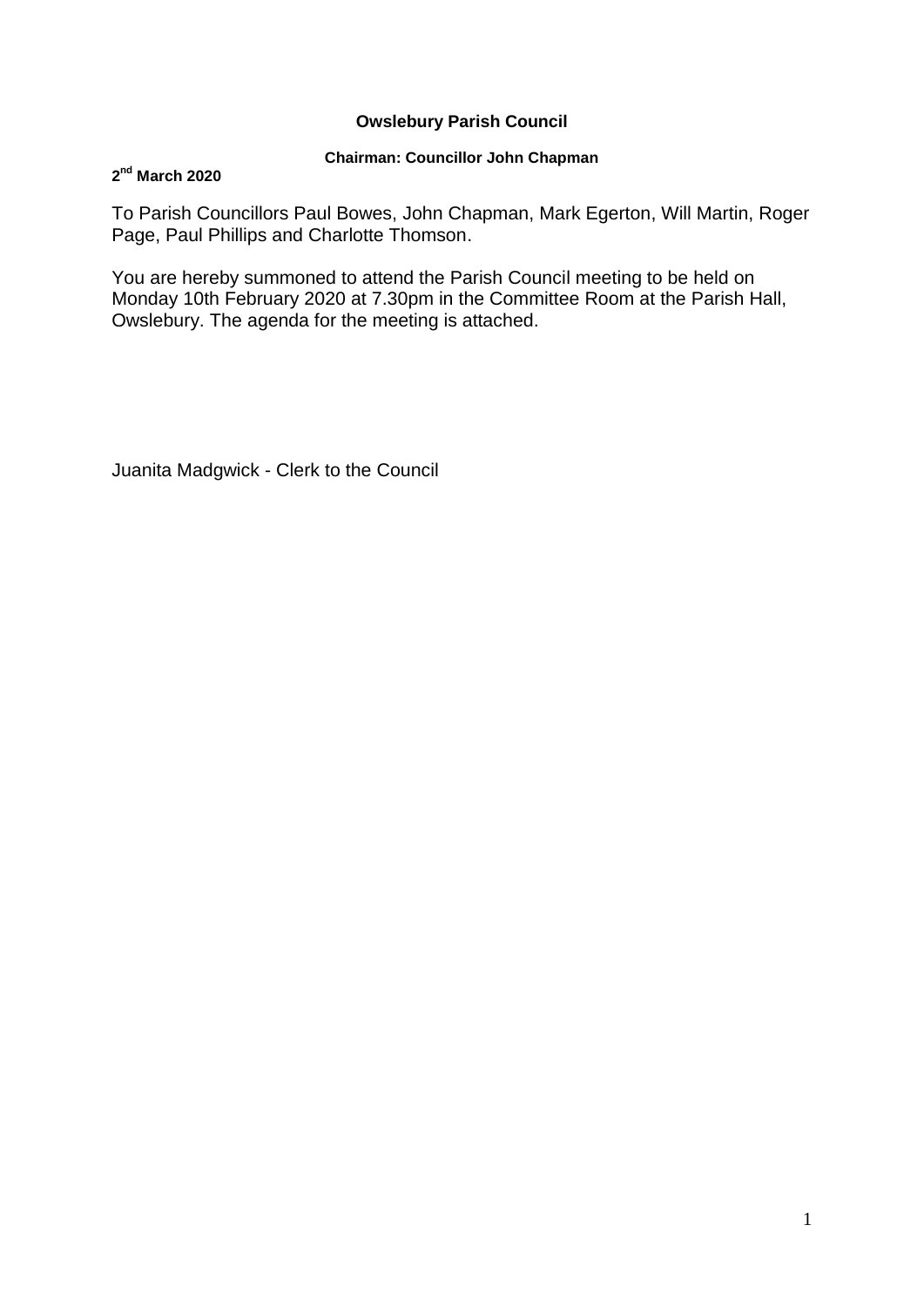**Owslebury Parish Council**

**Chairman: Councillor John Chapman**

**2nd March 2020**

To Parish Councillors Paul Bowes, John Chapman, Mark Egerton, Will Martin, Roger Page, Paul Phillips and Charlotte Thomson.

You are hereby summoned to attend the Parish Council meeting to be held on Monday 10th February 2020 at 7.30pm in the Committee Room at the Parish Hall, Owslebury. The agenda for the meeting is attached.

Juanita Madgwick - Clerk to the Council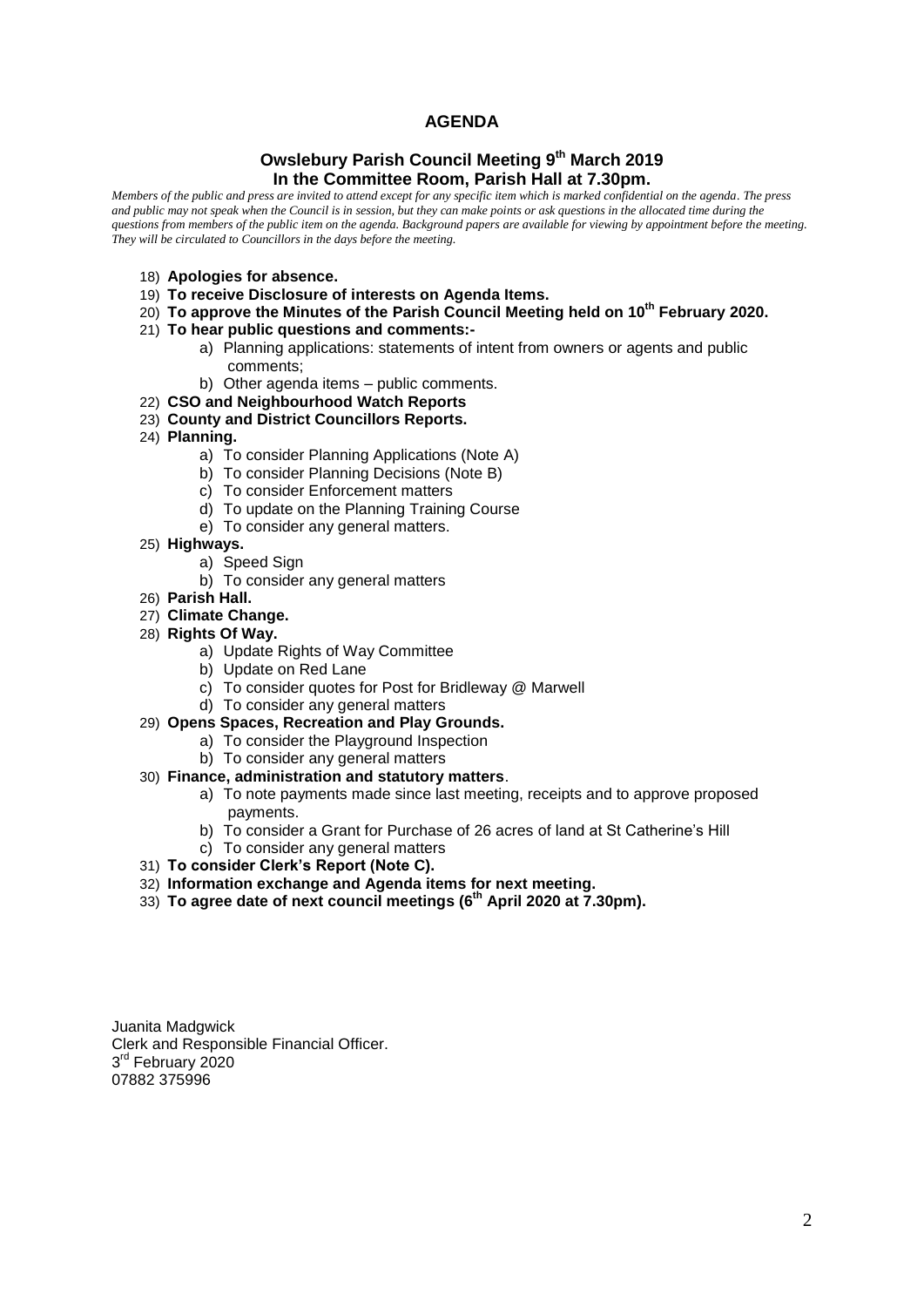# AGENDA

## Owslebury Parish Council Meeting 9th March 2019
## In the Committee Room, Parish Hall at 7.30pm.

*Members of the public and press are invited to attend except for any specific item which is marked confidential on the agenda. The press and public may not speak when the Council is in session, but they can make points or ask questions in the allocated time during the questions from members of the public item on the agenda. Background papers are available for viewing by appointment before the meeting. They will be circulated to Councillors in the days before the meeting.*

18) **Apologies for absence.**
19) **To receive Disclosure of interests on Agenda Items.**
20) **To approve the Minutes of the Parish Council Meeting held on 10th February 2020.**
21) **To hear public questions and comments:-**
    a) Planning applications: statements of intent from owners or agents and public comments;
    b) Other agenda items – public comments.
22) **CSO and Neighbourhood Watch Reports**
23) **County and District Councillors Reports.**
24) **Planning.**
    a) To consider Planning Applications (Note A)
    b) To consider Planning Decisions (Note B)
    c) To consider Enforcement matters
    d) To update on the Planning Training Course
    e) To consider any general matters.
25) **Highways.**
    a) Speed Sign
    b) To consider any general matters
26) **Parish Hall.**
27) **Climate Change.**
28) **Rights Of Way.**
    a) Update Rights of Way Committee
    b) Update on Red Lane
    c) To consider quotes for Post for Bridleway @ Marwell
    d) To consider any general matters
29) **Opens Spaces, Recreation and Play Grounds.**
    a) To consider the Playground Inspection
    b) To consider any general matters
30) **Finance, administration and statutory matters**.
    a) To note payments made since last meeting, receipts and to approve proposed payments.
    b) To consider a Grant for Purchase of 26 acres of land at St Catherine's Hill
    c) To consider any general matters
31) **To consider Clerk's Report (Note C).**
32) **Information exchange and Agenda items for next meeting.**
33) **To agree date of next council meetings (6th April 2020 at 7.30pm).**

Juanita Madgwick
Clerk and Responsible Financial Officer.
3rd February 2020
07882 375996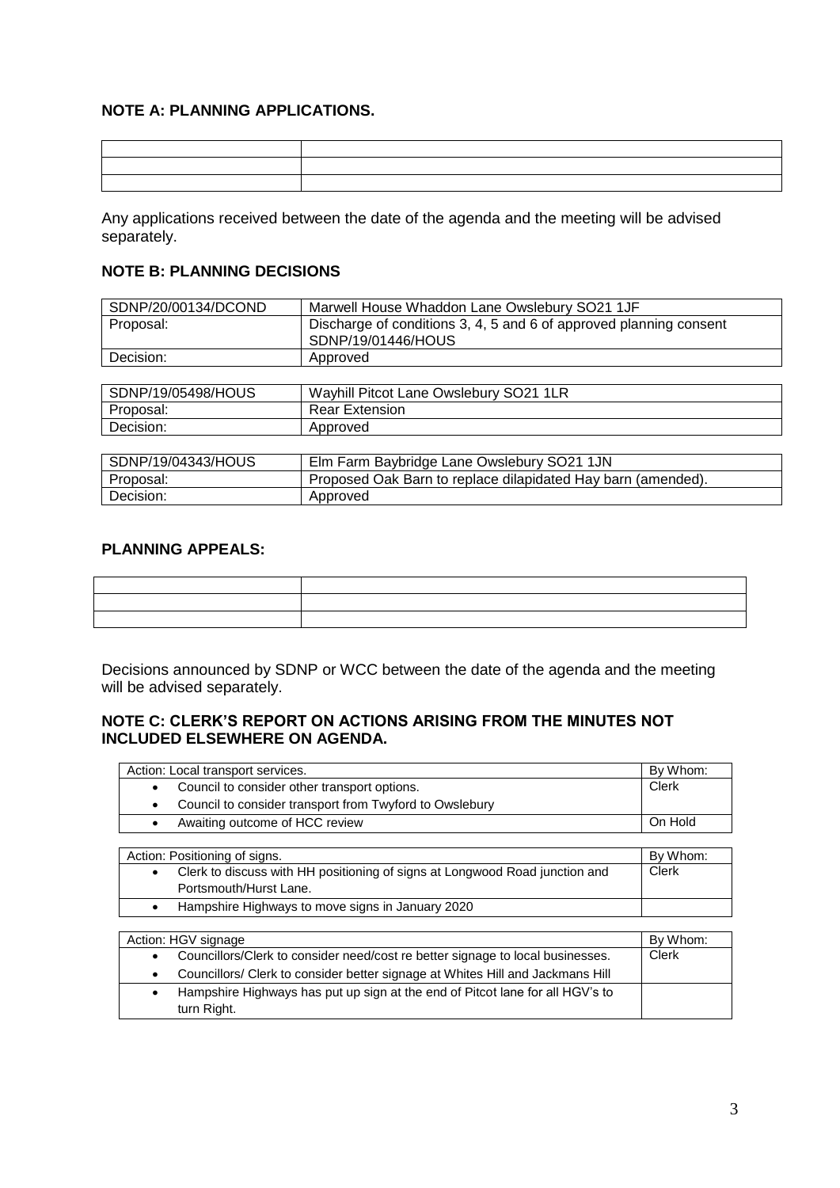**NOTE A: PLANNING APPLICATIONS.**

| | |
|---|---|
| | |
| | |
| | |

Any applications received between the date of the agenda and the meeting will be advised separately.

**NOTE B: PLANNING DECISIONS**

| | |
|---|---|
| SDNP/20/00134/DCOND | Marwell House Whaddon Lane Owslebury SO21 1JF |
| Proposal: | Discharge of conditions 3, 4, 5 and 6 of approved planning consent SDNP/19/01446/HOUS |
| Decision: | Approved |

| | |
|---|---|
| SDNP/19/05498/HOUS | Wayhill Pitcot Lane Owslebury SO21 1LR |
| Proposal: | Rear Extension |
| Decision: | Approved |

| | |
|---|---|
| SDNP/19/04343/HOUS | Elm Farm Baybridge Lane Owslebury SO21 1JN |
| Proposal: | Proposed Oak Barn to replace dilapidated Hay barn (amended). |
| Decision: | Approved |

**PLANNING APPEALS:**

| | |
|---|---|
| | |
| | |
| | |

Decisions announced by SDNP or WCC between the date of the agenda and the meeting will be advised separately.

**NOTE C: CLERK'S REPORT ON ACTIONS ARISING FROM THE MINUTES NOT INCLUDED ELSEWHERE ON AGENDA.**

| Action: Local transport services. | By Whom: |
|---|---|
| • Council to consider other transport options.<br>• Council to consider transport from Twyford to Owslebury | Clerk |
| • Awaiting outcome of HCC review | On Hold |

| Action: Positioning of signs. | By Whom: |
|---|---|
| • Clerk to discuss with HH positioning of signs at Longwood Road junction and Portsmouth/Hurst Lane. | Clerk |
| • Hampshire Highways to move signs in January 2020 | |

| Action: HGV signage | By Whom: |
|---|---|
| • Councillors/Clerk to consider need/cost re better signage to local businesses.<br>• Councillors/ Clerk to consider better signage at Whites Hill and Jackmans Hill | Clerk |
| • Hampshire Highways has put up sign at the end of Pitcot lane for all HGV's to turn Right. | |